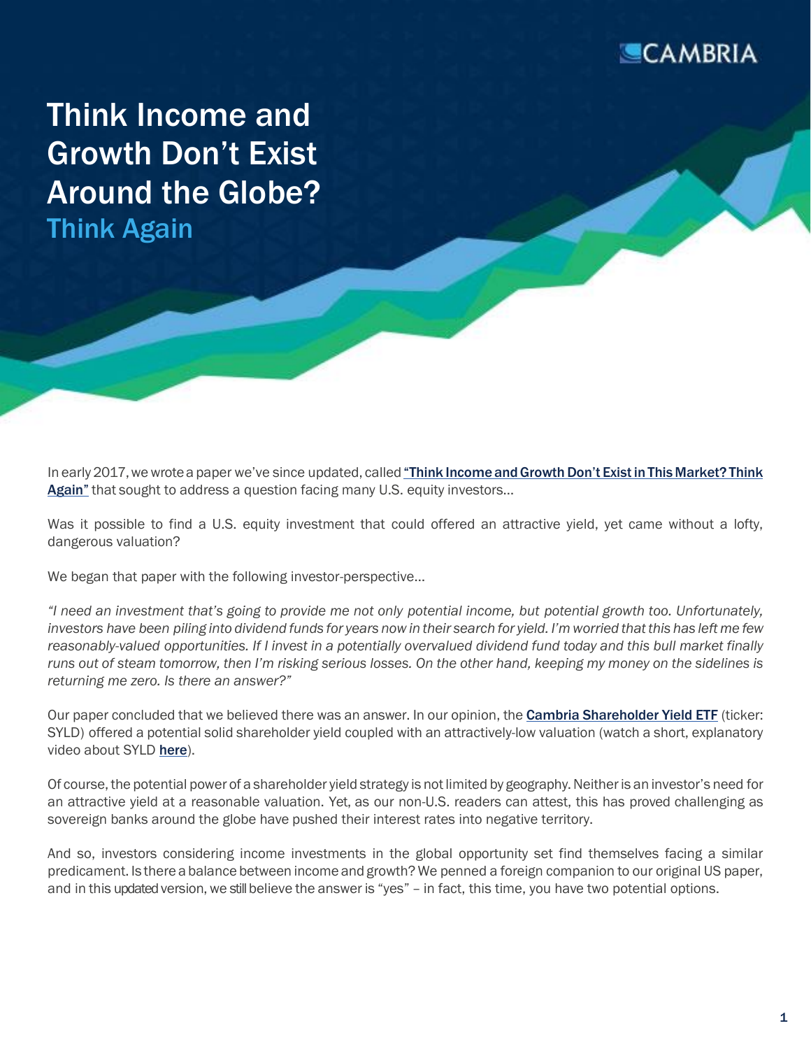CAMBRIA

# Think Income and Growth Don't Exist Around the Globe? Think Again

In early 2017, we wrote a paper we've since updated, called "Think Income and Growth Don't Exist in This Market? Think Again" that sought to address a question facing many U.S. equity investors…

Was it possible to find a U.S. equity investment that could offered an attractive yield, yet came without a lofty, dangerous valuation?

We began that paper with the following investor-perspective…

*"I need an investment that's going to provide me not only potential income, but potential growth too. Unfortunately, investors have been piling into dividend funds for years now in their search for yield. I'm worried that this has left me few reasonably-valued opportunities. If I invest in a potentially overvalued dividend fund today and this bull market finally runs out of steam tomorrow, then I'm risking serious losses. On the other hand, keeping my money on the sidelines is returning me zero. Is there an answer?"*

Our paper concluded that we believed there was an answer. In our opinion, the **Cambria Shareholder Yield ETF** (ticker: SYLD) offered a potential solid shareholder yield coupled with an attractively-low valuation (watch a short, explanatory video about SYLD **here**).

Of course, the potential power of a shareholder yield strategy is not limited by geography. Neither is an investor's need for an attractive yield at a reasonable valuation. Yet, as our non-U.S. readers can attest, this has proved challenging as sovereign banks around the globe have pushed their interest rates into negative territory.

And so, investors considering income investments in the global opportunity set find themselves facing a similar predicament. Is there a balance between income and growth? We penned a foreign companion to our original US paper, and in this updated version, we still believe the answer is "yes" – in fact, this time, you have two potential options.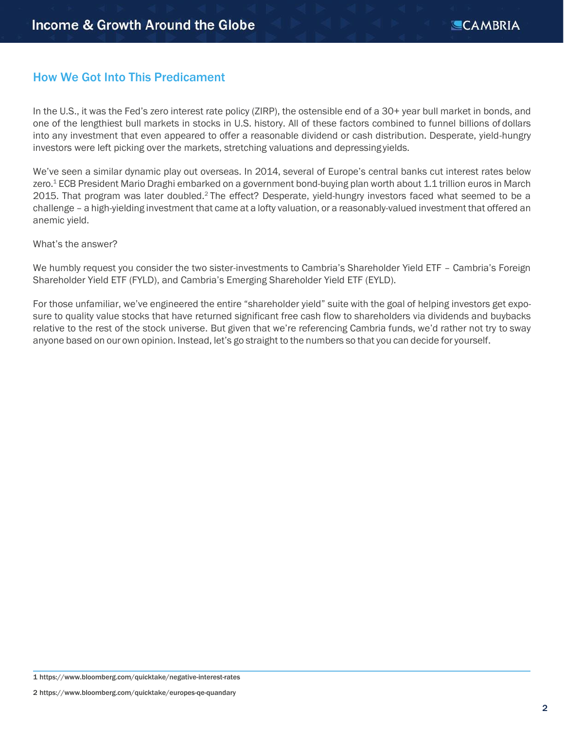## How We Got Into This Predicament

In the U.S., it was the Fed's zero interest rate policy (ZIRP), the ostensible end of a 30+ year bull market in bonds, and one of the lengthiest bull markets in stocks in U.S. history. All of these factors combined to funnel billions of dollars into any investment that even appeared to offer a reasonable dividend or cash distribution. Desperate, yield-hungry investors were left picking over the markets, stretching valuations and depressing yields.

We've seen a similar dynamic play out overseas. In 2014, several of Europe's central banks cut interest rates below zero.[1] ECB President Mario Draghi embarked on a government bond-buying plan worth about 1.1 trillion euros in March 2015. That program was later doubled.[2] The effect? Desperate, yield-hungry investors faced what seemed to be a challenge – a high-yielding investment that came at a lofty valuation, or a reasonably-valued investment that offered an anemic yield.

What's the answer?

We humbly request you consider the two sister-investments to Cambria's Shareholder Yield ETF – Cambria's Foreign Shareholder Yield ETF (FYLD), and Cambria's Emerging Shareholder Yield ETF (EYLD).

For those unfamiliar, we've engineered the entire "shareholder yield" suite with the goal of helping investors get exposure to quality value stocks that have returned significant free cash flow to shareholders via dividends and buybacks relative to the rest of the stock universe. But given that we're referencing Cambria funds, we'd rather not try to sway anyone based on our own opinion. Instead, let's go straight to the numbers so that you can decide for yourself.

---

1 https://www.bloomberg.com/quicktake/negative-interest-rates

2 https://www.bloomberg.com/quicktake/europes-qe-quandary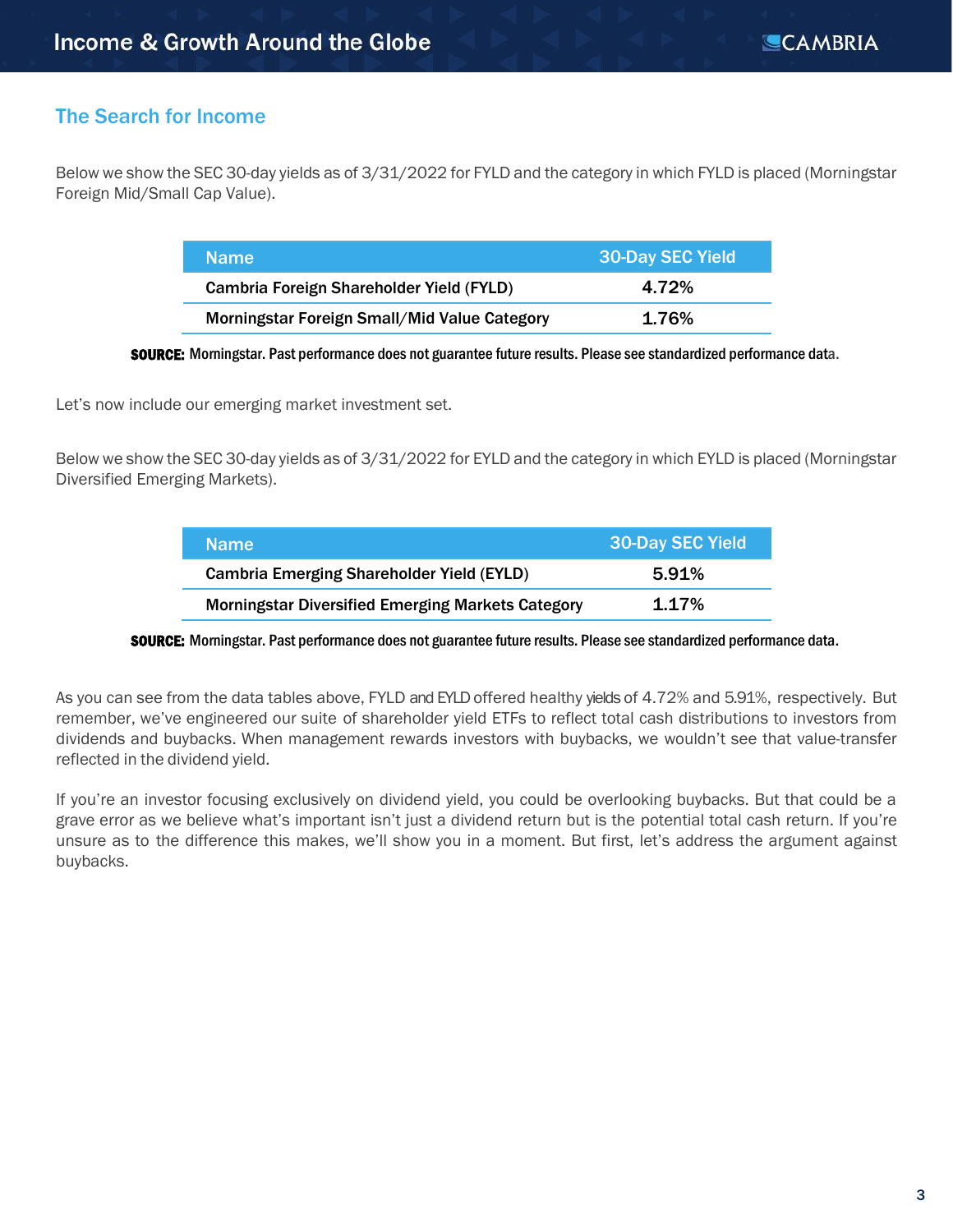## The Search for Income

Below we show the SEC 30-day yields as of 3/31/2022 for FYLD and the category in which FYLD is placed (Morningstar Foreign Mid/Small Cap Value).

| Name | 30-Day SEC Yield |
| --- | --- |
| Cambria Foreign Shareholder Yield (FYLD) | 4.72% |
| Morningstar Foreign Small/Mid Value Category | 1.76% |

**SOURCE:** Morningstar. Past performance does not guarantee future results. Please see standardized performance data.

Let's now include our emerging market investment set.

Below we show the SEC 30-day yields as of 3/31/2022 for EYLD and the category in which EYLD is placed (Morningstar Diversified Emerging Markets).

| Name | 30-Day SEC Yield |
| --- | --- |
| Cambria Emerging Shareholder Yield (EYLD) | 5.91% |
| Morningstar Diversified Emerging Markets Category | 1.17% |

**SOURCE:** Morningstar. Past performance does not guarantee future results. Please see standardized performance data.

As you can see from the data tables above, FYLD and EYLD offered healthy yields of 4.72% and 5.91%, respectively. But remember, we've engineered our suite of shareholder yield ETFs to reflect total cash distributions to investors from dividends and buybacks. When management rewards investors with buybacks, we wouldn't see that value-transfer reflected in the dividend yield.

If you're an investor focusing exclusively on dividend yield, you could be overlooking buybacks. But that could be a grave error as we believe what's important isn't just a dividend return but is the potential total cash return. If you're unsure as to the difference this makes, we'll show you in a moment. But first, let's address the argument against buybacks.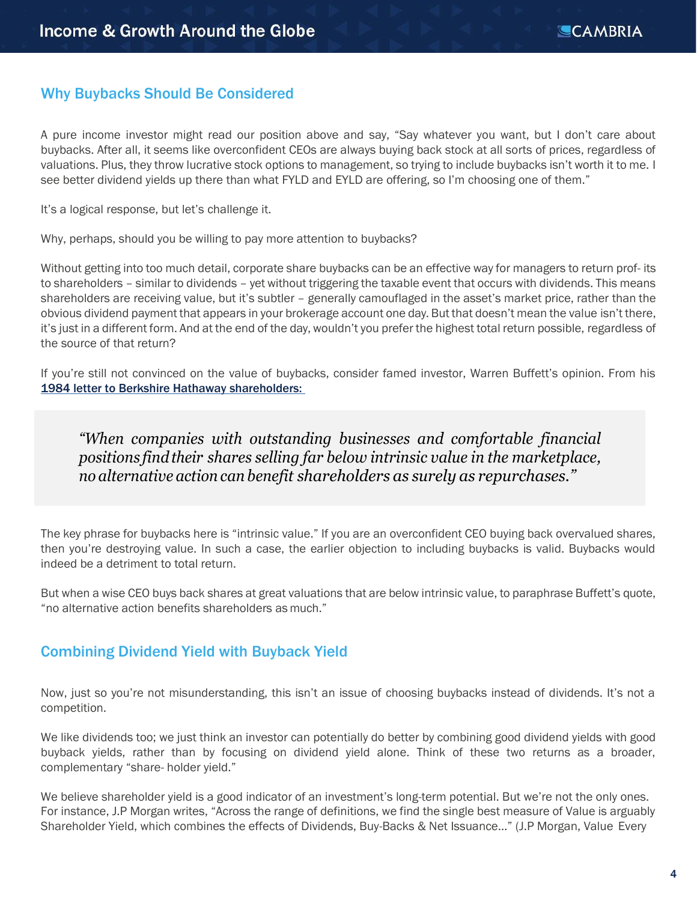## Why Buybacks Should Be Considered

A pure income investor might read our position above and say, "Say whatever you want, but I don't care about buybacks. After all, it seems like overconfident CEOs are always buying back stock at all sorts of prices, regardless of valuations. Plus, they throw lucrative stock options to management, so trying to include buybacks isn't worth it to me. I see better dividend yields up there than what FYLD and EYLD are offering, so I'm choosing one of them."

It's a logical response, but let's challenge it.

Why, perhaps, should you be willing to pay more attention to buybacks?

Without getting into too much detail, corporate share buybacks can be an effective way for managers to return prof- its to shareholders – similar to dividends – yet without triggering the taxable event that occurs with dividends. This means shareholders are receiving value, but it's subtler – generally camouflaged in the asset's market price, rather than the obvious dividend payment that appears in your brokerage account one day. But that doesn't mean the value isn't there, it's just in a different form. And at the end of the day, wouldn't you prefer the highest total return possible, regardless of the source of that return?

If you're still not convinced on the value of buybacks, consider famed investor, Warren Buffett's opinion. From his [1984 letter to Berkshire Hathaway shareholders:]

> *"When companies with outstanding businesses and comfortable financial positions find their shares selling far below intrinsic value in the marketplace, no alternative action can benefit shareholders as surely as repurchases."*

The key phrase for buybacks here is "intrinsic value." If you are an overconfident CEO buying back overvalued shares, then you're destroying value. In such a case, the earlier objection to including buybacks is valid. Buybacks would indeed be a detriment to total return.

But when a wise CEO buys back shares at great valuations that are below intrinsic value, to paraphrase Buffett's quote, "no alternative action benefits shareholders as much."

## Combining Dividend Yield with Buyback Yield

Now, just so you're not misunderstanding, this isn't an issue of choosing buybacks instead of dividends. It's not a competition.

We like dividends too; we just think an investor can potentially do better by combining good dividend yields with good buyback yields, rather than by focusing on dividend yield alone. Think of these two returns as a broader, complementary "share- holder yield."

We believe shareholder yield is a good indicator of an investment's long-term potential. But we're not the only ones. For instance, J.P Morgan writes, "Across the range of definitions, we find the single best measure of Value is arguably Shareholder Yield, which combines the effects of Dividends, Buy-Backs & Net Issuance…" (J.P Morgan, Value Every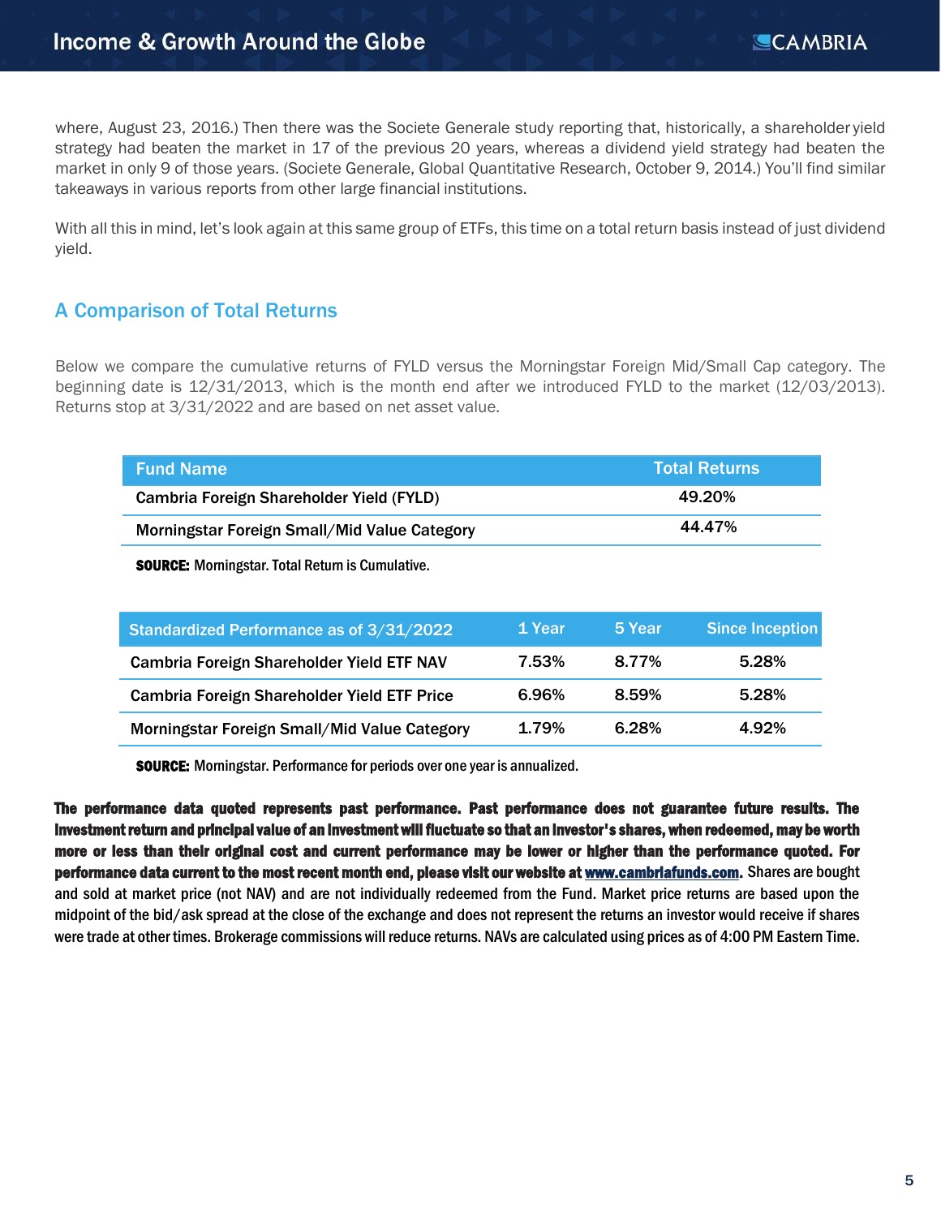where, August 23, 2016.) Then there was the Societe Generale study reporting that, historically, a shareholder yield strategy had beaten the market in 17 of the previous 20 years, whereas a dividend yield strategy had beaten the market in only 9 of those years. (Societe Generale, Global Quantitative Research, October 9, 2014.) You'll find similar takeaways in various reports from other large financial institutions.

With all this in mind, let's look again at this same group of ETFs, this time on a total return basis instead of just dividend yield.

## A Comparison of Total Returns

Below we compare the cumulative returns of FYLD versus the Morningstar Foreign Mid/Small Cap category. The beginning date is 12/31/2013, which is the month end after we introduced FYLD to the market (12/03/2013). Returns stop at 3/31/2022 and are based on net asset value.

| Fund Name | Total Returns |
|---|---|
| Cambria Foreign Shareholder Yield (FYLD) | 49.20% |
| Morningstar Foreign Small/Mid Value Category | 44.47% |

**SOURCE:** Morningstar. Total Return is Cumulative.

| Standardized Performance as of 3/31/2022 | 1 Year | 5 Year | Since Inception |
|---|---|---|---|
| Cambria Foreign Shareholder Yield ETF NAV | 7.53% | 8.77% | 5.28% |
| Cambria Foreign Shareholder Yield ETF Price | 6.96% | 8.59% | 5.28% |
| Morningstar Foreign Small/Mid Value Category | 1.79% | 6.28% | 4.92% |

**SOURCE:** Morningstar. Performance for periods over one year is annualized.

**The performance data quoted represents past performance. Past performance does not guarantee future results. The investment return and principal value of an investment will fluctuate so that an investor's shares, when redeemed, may be worth more or less than their original cost and current performance may be lower or higher than the performance quoted. For performance data current to the most recent month end, please visit our website at www.cambriafunds.com.** Shares are bought and sold at market price (not NAV) and are not individually redeemed from the Fund. Market price returns are based upon the midpoint of the bid/ask spread at the close of the exchange and does not represent the returns an investor would receive if shares were trade at other times. Brokerage commissions will reduce returns. NAVs are calculated using prices as of 4:00 PM Eastern Time.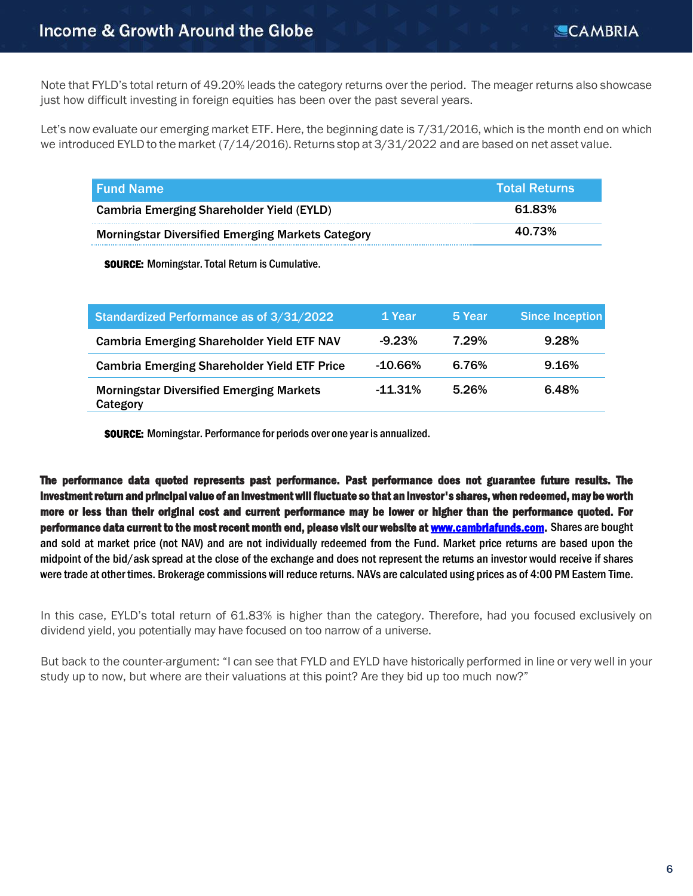Note that FYLD's total return of 49.20% leads the category returns over the period. The meager returns also showcase just how difficult investing in foreign equities has been over the past several years.

Let's now evaluate our emerging market ETF. Here, the beginning date is 7/31/2016, which is the month end on which we introduced EYLD to the market (7/14/2016). Returns stop at 3/31/2022 and are based on net asset value.

| Fund Name | Total Returns |
|---|---|
| Cambria Emerging Shareholder Yield (EYLD) | 61.83% |
| Morningstar Diversified Emerging Markets Category | 40.73% |

**SOURCE:** Morningstar. Total Return is Cumulative.

| Standardized Performance as of 3/31/2022 | 1 Year | 5 Year | Since Inception |
|---|---|---|---|
| Cambria Emerging Shareholder Yield ETF NAV | -9.23% | 7.29% | 9.28% |
| Cambria Emerging Shareholder Yield ETF Price | -10.66% | 6.76% | 9.16% |
| Morningstar Diversified Emerging Markets Category | -11.31% | 5.26% | 6.48% |

**SOURCE:** Morningstar. Performance for periods over one year is annualized.

**The performance data quoted represents past performance. Past performance does not guarantee future results. The investment return and principal value of an investment will fluctuate so that an investor's shares, when redeemed, may be worth more or less than their original cost and current performance may be lower or higher than the performance quoted. For performance data current to the most recent month end, please visit our website at [www.cambriafunds.com](www.cambriafunds.com).** Shares are bought and sold at market price (not NAV) and are not individually redeemed from the Fund. Market price returns are based upon the midpoint of the bid/ask spread at the close of the exchange and does not represent the returns an investor would receive if shares were trade at other times. Brokerage commissions will reduce returns. NAVs are calculated using prices as of 4:00 PM Eastern Time.

In this case, EYLD's total return of 61.83% is higher than the category. Therefore, had you focused exclusively on dividend yield, you potentially may have focused on too narrow of a universe.

But back to the counter-argument: "I can see that FYLD and EYLD have historically performed in line or very well in your study up to now, but where are their valuations at this point? Are they bid up too much now?"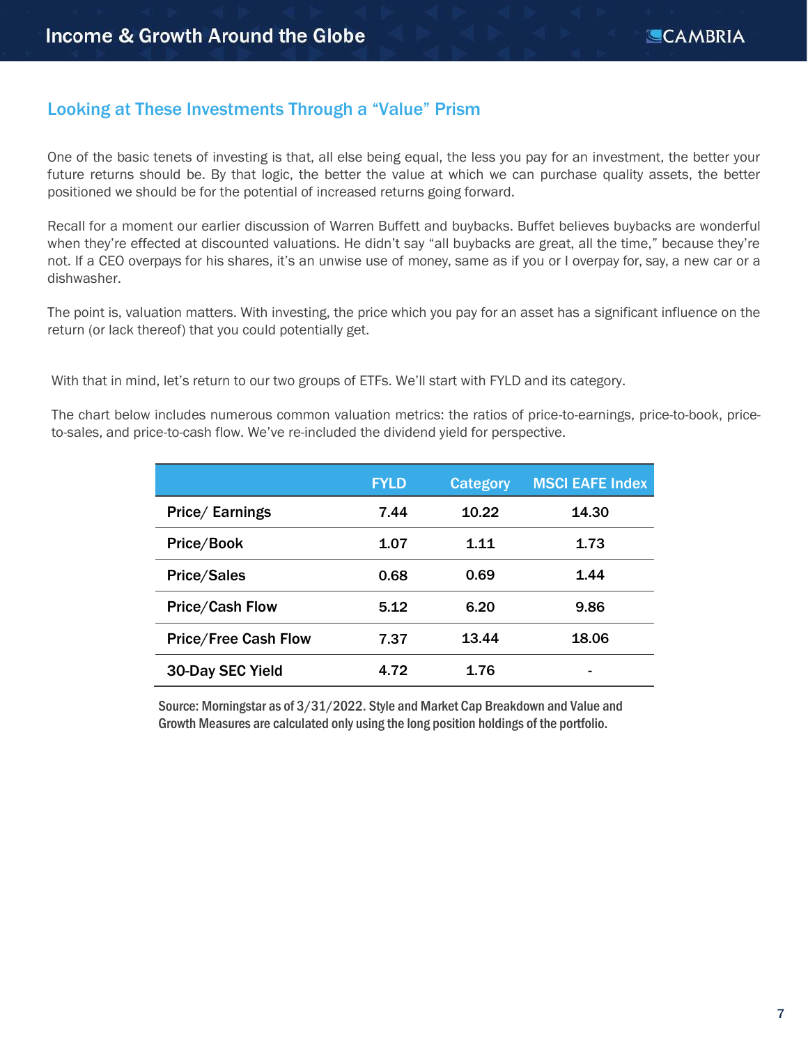## Looking at These Investments Through a “Value” Prism

One of the basic tenets of investing is that, all else being equal, the less you pay for an investment, the better your future returns should be. By that logic, the better the value at which we can purchase quality assets, the better positioned we should be for the potential of increased returns going forward.

Recall for a moment our earlier discussion of Warren Buffett and buybacks. Buffet believes buybacks are wonderful when they’re effected at discounted valuations. He didn’t say “all buybacks are great, all the time,” because they’re not. If a CEO overpays for his shares, it’s an unwise use of money, same as if you or I overpay for, say, a new car or a dishwasher.

The point is, valuation matters. With investing, the price which you pay for an asset has a significant influence on the return (or lack thereof) that you could potentially get.

With that in mind, let’s return to our two groups of ETFs. We’ll start with FYLD and its category.

The chart below includes numerous common valuation metrics: the ratios of price-to-earnings, price-to-book, price-to-sales, and price-to-cash flow. We’ve re-included the dividend yield for perspective.

| | FYLD | Category | MSCI EAFE Index |
|---|---|---|---|
| Price/ Earnings | 7.44 | 10.22 | 14.30 |
| Price/Book | 1.07 | 1.11 | 1.73 |
| Price/Sales | 0.68 | 0.69 | 1.44 |
| Price/Cash Flow | 5.12 | 6.20 | 9.86 |
| Price/Free Cash Flow | 7.37 | 13.44 | 18.06 |
| 30-Day SEC Yield | 4.72 | 1.76 | - |

Source: Morningstar as of 3/31/2022. Style and Market Cap Breakdown and Value and Growth Measures are calculated only using the long position holdings of the portfolio.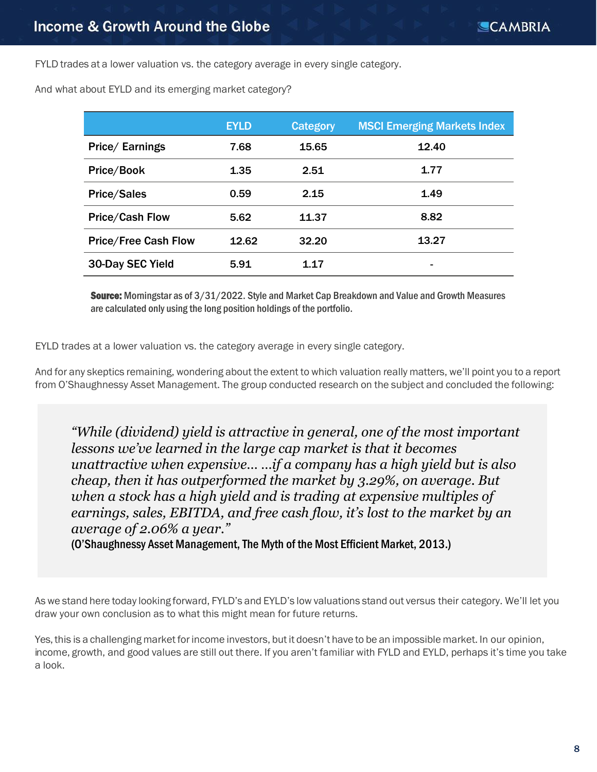FYLD trades at a lower valuation vs. the category average in every single category.

And what about EYLD and its emerging market category?

| | EYLD | Category | MSCI Emerging Markets Index |
|---|---|---|---|
| Price/ Earnings | 7.68 | 15.65 | 12.40 |
| Price/Book | 1.35 | 2.51 | 1.77 |
| Price/Sales | 0.59 | 2.15 | 1.49 |
| Price/Cash Flow | 5.62 | 11.37 | 8.82 |
| Price/Free Cash Flow | 12.62 | 32.20 | 13.27 |
| 30-Day SEC Yield | 5.91 | 1.17 | - |

**Source:** Morningstar as of 3/31/2022. Style and Market Cap Breakdown and Value and Growth Measures are calculated only using the long position holdings of the portfolio.

EYLD trades at a lower valuation vs. the category average in every single category.

And for any skeptics remaining, wondering about the extent to which valuation really matters, we'll point you to a report from O'Shaughnessy Asset Management. The group conducted research on the subject and concluded the following:

> *"While (dividend) yield is attractive in general, one of the most important lessons we've learned in the large cap market is that it becomes unattractive when expensive... ...if a company has a high yield but is also cheap, then it has outperformed the market by 3.29%, on average. But when a stock has a high yield and is trading at expensive multiples of earnings, sales, EBITDA, and free cash flow, it's lost to the market by an average of 2.06% a year."*
> (O'Shaughnessy Asset Management, The Myth of the Most Efficient Market, 2013.)

As we stand here today looking forward, FYLD's and EYLD's low valuations stand out versus their category. We'll let you draw your own conclusion as to what this might mean for future returns.

Yes, this is a challenging market for income investors, but it doesn't have to be an impossible market. In our opinion, income, growth, and good values are still out there. If you aren't familiar with FYLD and EYLD, perhaps it's time you take a look.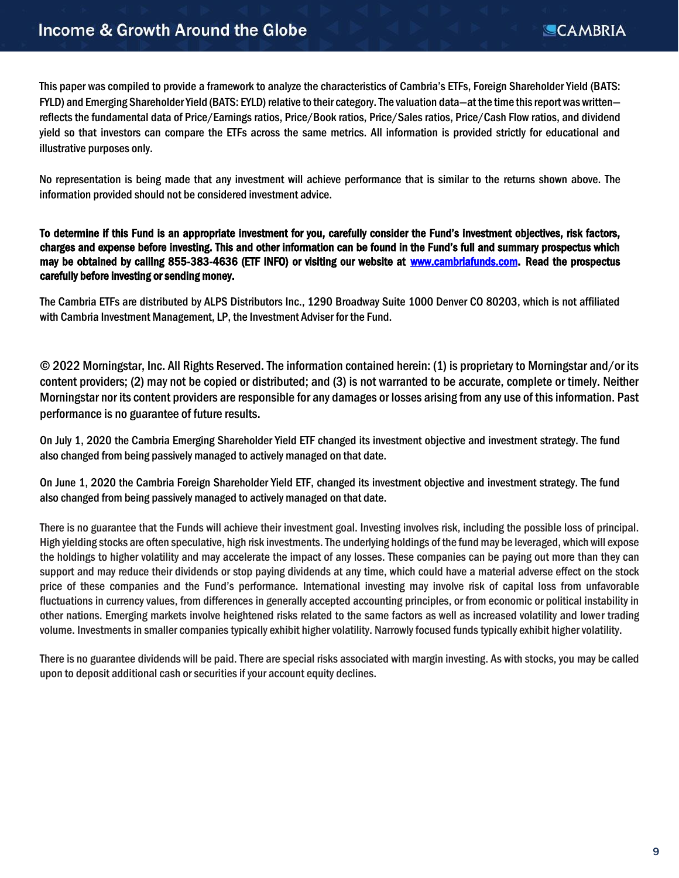This paper was compiled to provide a framework to analyze the characteristics of Cambria's ETFs, Foreign Shareholder Yield (BATS: FYLD) and Emerging Shareholder Yield (BATS: EYLD) relative to their category. The valuation data—at the time this report was written—reflects the fundamental data of Price/Earnings ratios, Price/Book ratios, Price/Sales ratios, Price/Cash Flow ratios, and dividend yield so that investors can compare the ETFs across the same metrics. All information is provided strictly for educational and illustrative purposes only.

No representation is being made that any investment will achieve performance that is similar to the returns shown above. The information provided should not be considered investment advice.

**To determine if this Fund is an appropriate investment for you, carefully consider the Fund's investment objectives, risk factors, charges and expense before investing. This and other information can be found in the Fund's full and summary prospectus which may be obtained by calling 855-383-4636 (ETF INFO) or visiting our website at [www.cambriafunds.com](http://www.cambriafunds.com). Read the prospectus carefully before investing or sending money.**

The Cambria ETFs are distributed by ALPS Distributors Inc., 1290 Broadway Suite 1000 Denver CO 80203, which is not affiliated with Cambria Investment Management, LP, the Investment Adviser for the Fund.

© 2022 Morningstar, Inc. All Rights Reserved. The information contained herein: (1) is proprietary to Morningstar and/or its content providers; (2) may not be copied or distributed; and (3) is not warranted to be accurate, complete or timely. Neither Morningstar nor its content providers are responsible for any damages or losses arising from any use of this information. Past performance is no guarantee of future results.

On July 1, 2020 the Cambria Emerging Shareholder Yield ETF changed its investment objective and investment strategy. The fund also changed from being passively managed to actively managed on that date.

On June 1, 2020 the Cambria Foreign Shareholder Yield ETF, changed its investment objective and investment strategy. The fund also changed from being passively managed to actively managed on that date.

There is no guarantee that the Funds will achieve their investment goal. Investing involves risk, including the possible loss of principal. High yielding stocks are often speculative, high risk investments. The underlying holdings of the fund may be leveraged, which will expose the holdings to higher volatility and may accelerate the impact of any losses. These companies can be paying out more than they can support and may reduce their dividends or stop paying dividends at any time, which could have a material adverse effect on the stock price of these companies and the Fund's performance. International investing may involve risk of capital loss from unfavorable fluctuations in currency values, from differences in generally accepted accounting principles, or from economic or political instability in other nations. Emerging markets involve heightened risks related to the same factors as well as increased volatility and lower trading volume. Investments in smaller companies typically exhibit higher volatility. Narrowly focused funds typically exhibit higher volatility.

There is no guarantee dividends will be paid. There are special risks associated with margin investing. As with stocks, you may be called upon to deposit additional cash or securities if your account equity declines.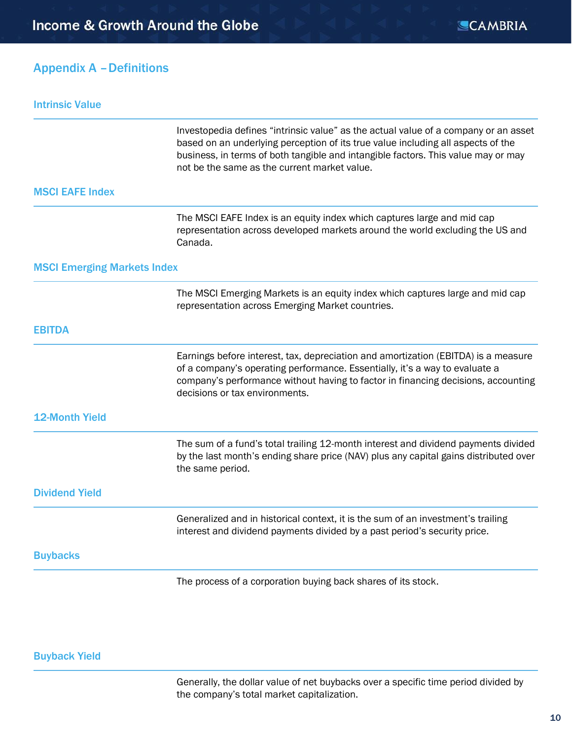## Appendix A – Definitions

### Intrinsic Value

Investopedia defines "intrinsic value" as the actual value of a company or an asset based on an underlying perception of its true value including all aspects of the business, in terms of both tangible and intangible factors. This value may or may not be the same as the current market value.

### MSCI EAFE Index

The MSCI EAFE Index is an equity index which captures large and mid cap representation across developed markets around the world excluding the US and Canada.

### MSCI Emerging Markets Index

The MSCI Emerging Markets is an equity index which captures large and mid cap representation across Emerging Market countries.

### EBITDA

Earnings before interest, tax, depreciation and amortization (EBITDA) is a measure of a company's operating performance. Essentially, it's a way to evaluate a company's performance without having to factor in financing decisions, accounting decisions or tax environments.

### 12-Month Yield

The sum of a fund's total trailing 12-month interest and dividend payments divided by the last month's ending share price (NAV) plus any capital gains distributed over the same period.

### Dividend Yield

Generalized and in historical context, it is the sum of an investment's trailing interest and dividend payments divided by a past period's security price.

### Buybacks

The process of a corporation buying back shares of its stock.

### Buyback Yield

Generally, the dollar value of net buybacks over a specific time period divided by the company's total market capitalization.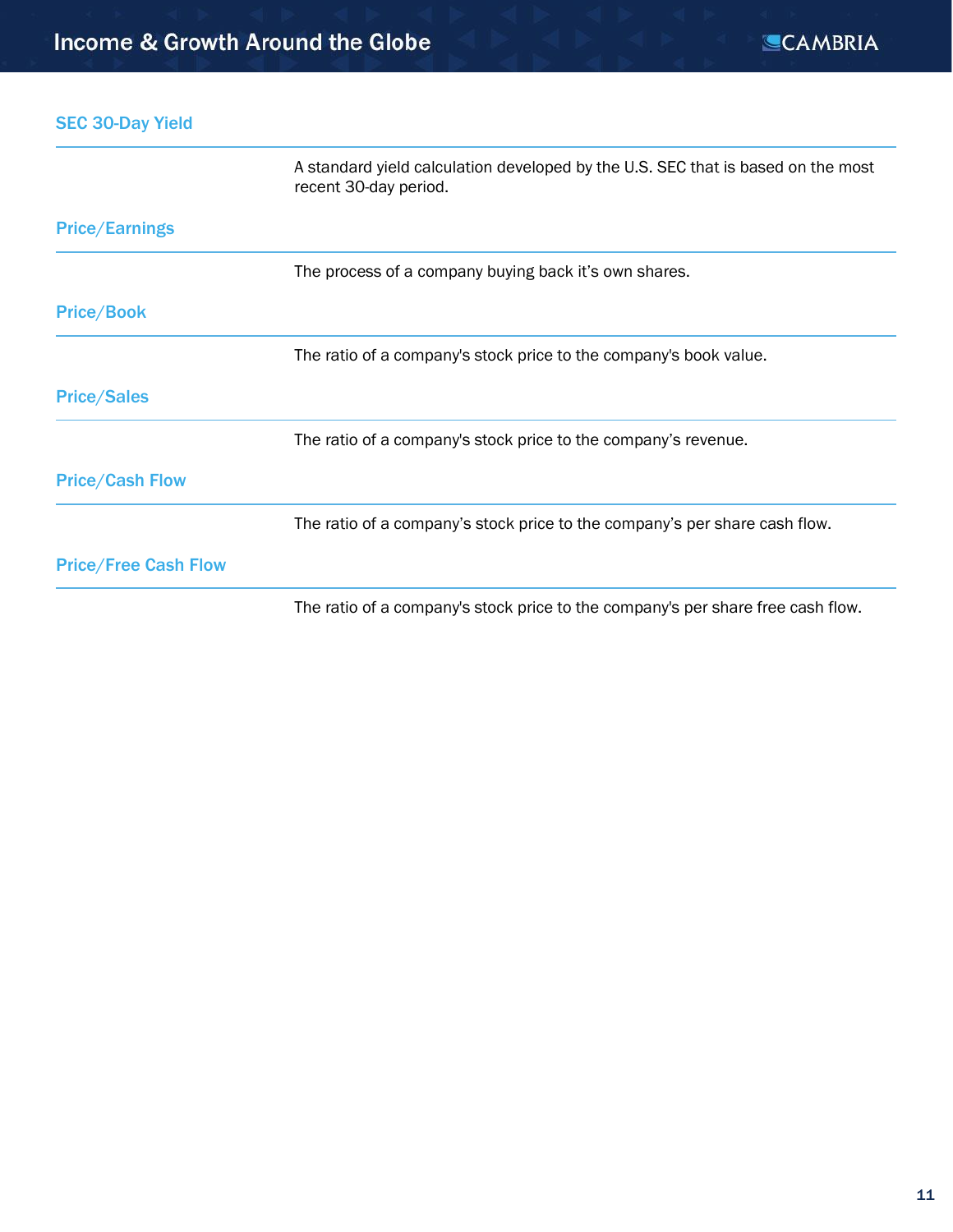### SEC 30-Day Yield

A standard yield calculation developed by the U.S. SEC that is based on the most recent 30-day period.

### Price/Earnings

The process of a company buying back it's own shares.

### Price/Book

The ratio of a company's stock price to the company's book value.

### Price/Sales

The ratio of a company's stock price to the company's revenue.

### Price/Cash Flow

The ratio of a company's stock price to the company's per share cash flow.

### Price/Free Cash Flow

The ratio of a company's stock price to the company's per share free cash flow.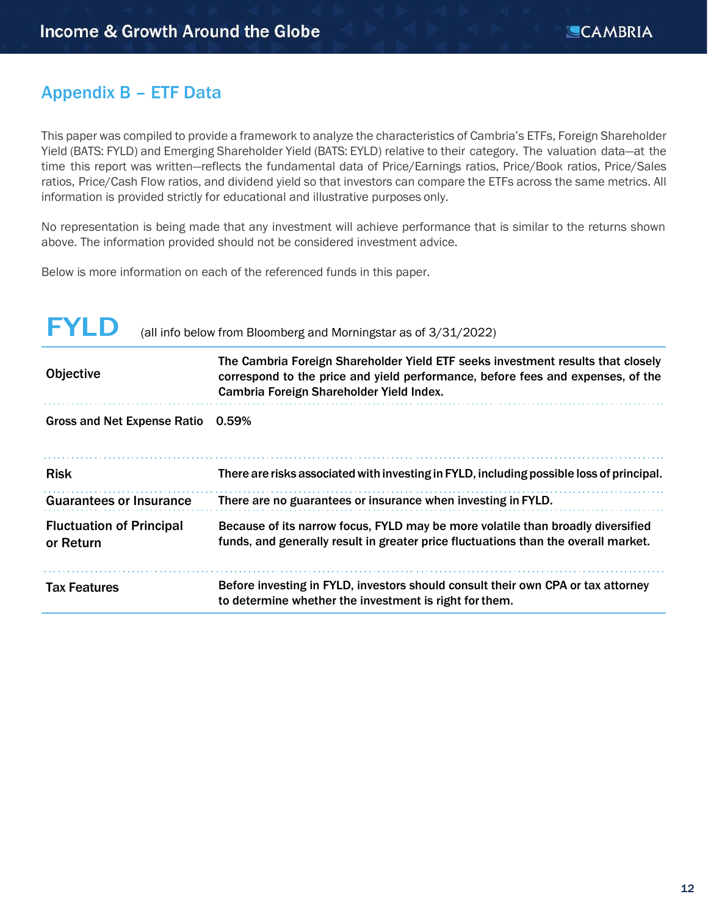## Appendix B – ETF Data

This paper was compiled to provide a framework to analyze the characteristics of Cambria's ETFs, Foreign Shareholder Yield (BATS: FYLD) and Emerging Shareholder Yield (BATS: EYLD) relative to their category. The valuation data—at the time this report was written—reflects the fundamental data of Price/Earnings ratios, Price/Book ratios, Price/Sales ratios, Price/Cash Flow ratios, and dividend yield so that investors can compare the ETFs across the same metrics. All information is provided strictly for educational and illustrative purposes only.

No representation is being made that any investment will achieve performance that is similar to the returns shown above. The information provided should not be considered investment advice.

Below is more information on each of the referenced funds in this paper.

### FYLD (all info below from Bloomberg and Morningstar as of 3/31/2022)

| | |
|---|---|
| **Objective** | **The Cambria Foreign Shareholder Yield ETF seeks investment results that closely correspond to the price and yield performance, before fees and expenses, of the Cambria Foreign Shareholder Yield Index.** |
| **Gross and Net Expense Ratio** | **0.59%** |
| **Risk** | **There are risks associated with investing in FYLD, including possible loss of principal.** |
| **Guarantees or Insurance** | **There are no guarantees or insurance when investing in FYLD.** |
| **Fluctuation of Principal or Return** | **Because of its narrow focus, FYLD may be more volatile than broadly diversified funds, and generally result in greater price fluctuations than the overall market.** |
| **Tax Features** | **Before investing in FYLD, investors should consult their own CPA or tax attorney to determine whether the investment is right for them.** |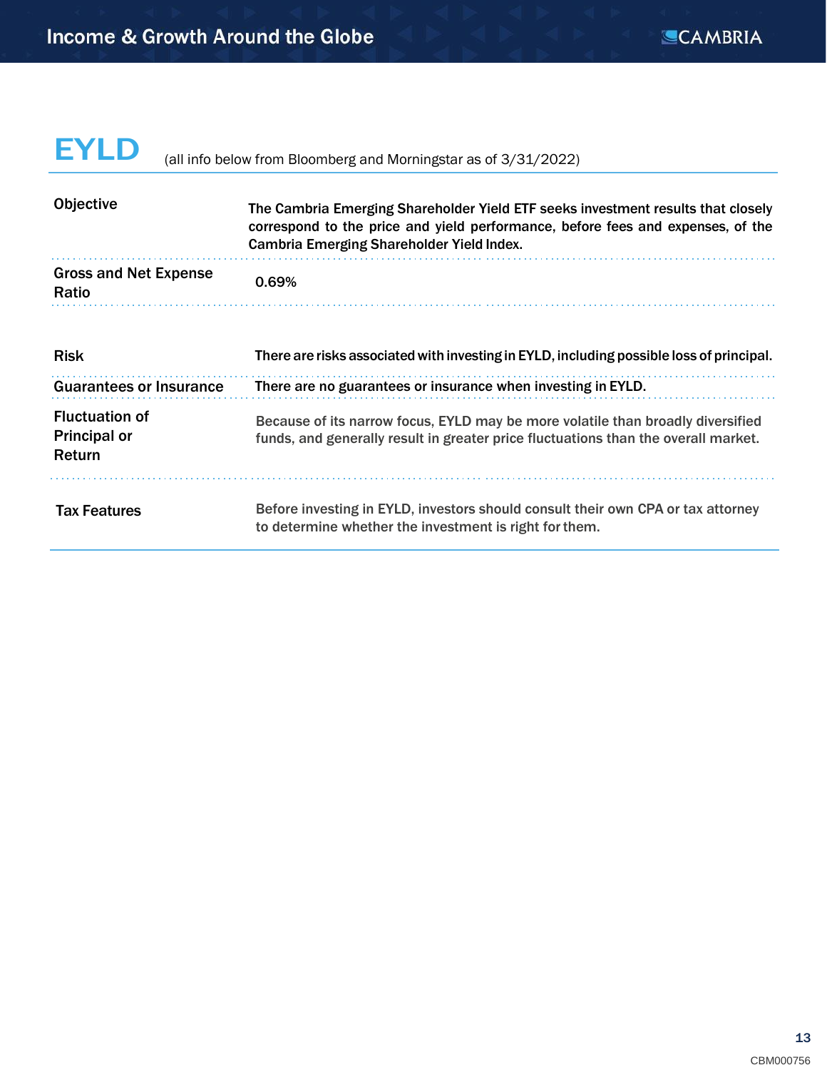## EYLD

(all info below from Bloomberg and Morningstar as of 3/31/2022)

| | |
|---|---|
| Objective | The Cambria Emerging Shareholder Yield ETF seeks investment results that closely correspond to the price and yield performance, before fees and expenses, of the Cambria Emerging Shareholder Yield Index. |
| Gross and Net Expense Ratio | 0.69% |
| Risk | There are risks associated with investing in EYLD, including possible loss of principal. |
| Guarantees or Insurance | There are no guarantees or insurance when investing in EYLD. |
| Fluctuation of Principal or Return | Because of its narrow focus, EYLD may be more volatile than broadly diversified funds, and generally result in greater price fluctuations than the overall market. |
| Tax Features | Before investing in EYLD, investors should consult their own CPA or tax attorney to determine whether the investment is right for them. |

CBM000756